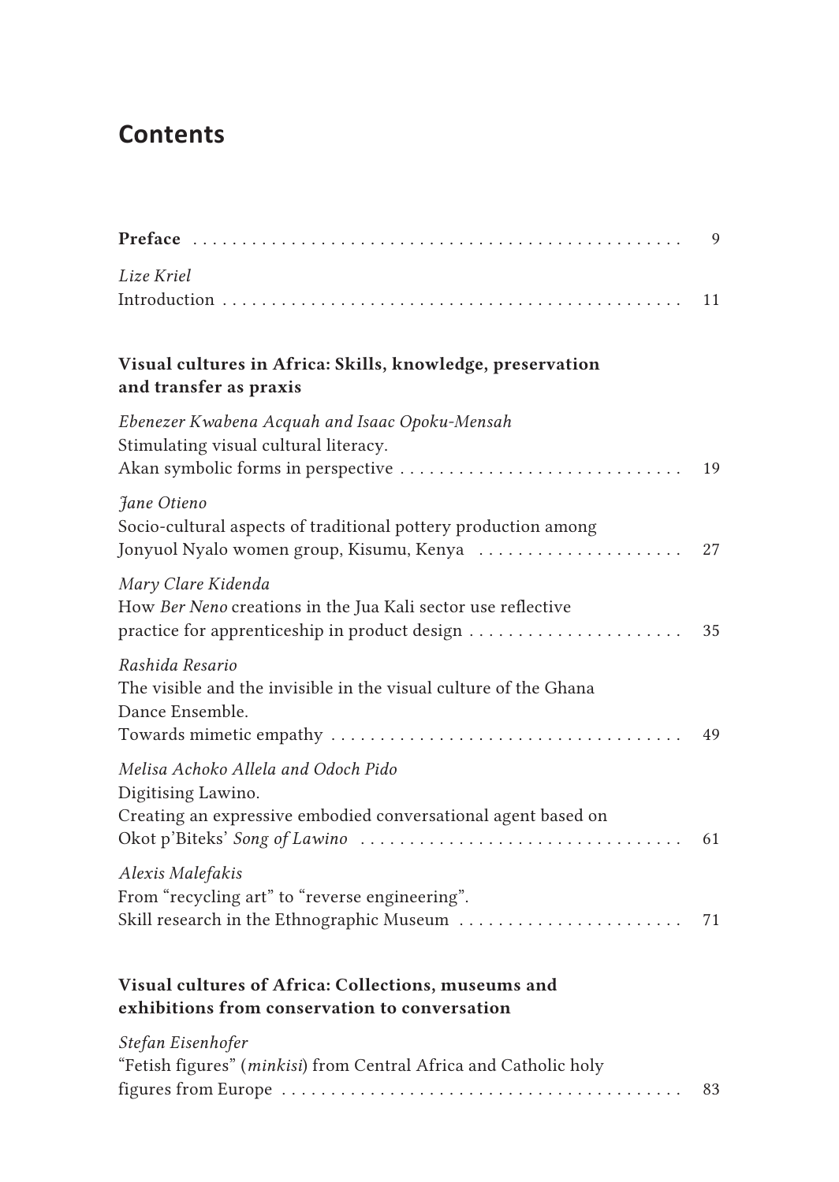# Contents

**Preface** ... 9

*Lize Kriel*
Introduction ... 11

## Visual cultures in Africa: Skills, knowledge, preservation and transfer as praxis

*Ebenezer Kwabena Acquah and Isaac Opoku-Mensah*
Stimulating visual cultural literacy.
Akan symbolic forms in perspective ... 19

*Jane Otieno*
Socio-cultural aspects of traditional pottery production among Jonyuol Nyalo women group, Kisumu, Kenya ... 27

*Mary Clare Kidenda*
How *Ber Neno* creations in the Jua Kali sector use reflective practice for apprenticeship in product design ... 35

*Rashida Resario*
The visible and the invisible in the visual culture of the Ghana Dance Ensemble.
Towards mimetic empathy ... 49

*Melisa Achoko Allela and Odoch Pido*
Digitising Lawino.
Creating an expressive embodied conversational agent based on Okot p'Biteks' *Song of Lawino* ... 61

*Alexis Malefakis*
From "recycling art" to "reverse engineering".
Skill research in the Ethnographic Museum ... 71

## Visual cultures of Africa: Collections, museums and exhibitions from conservation to conversation

*Stefan Eisenhofer*
"Fetish figures" (*minkisi*) from Central Africa and Catholic holy figures from Europe ... 83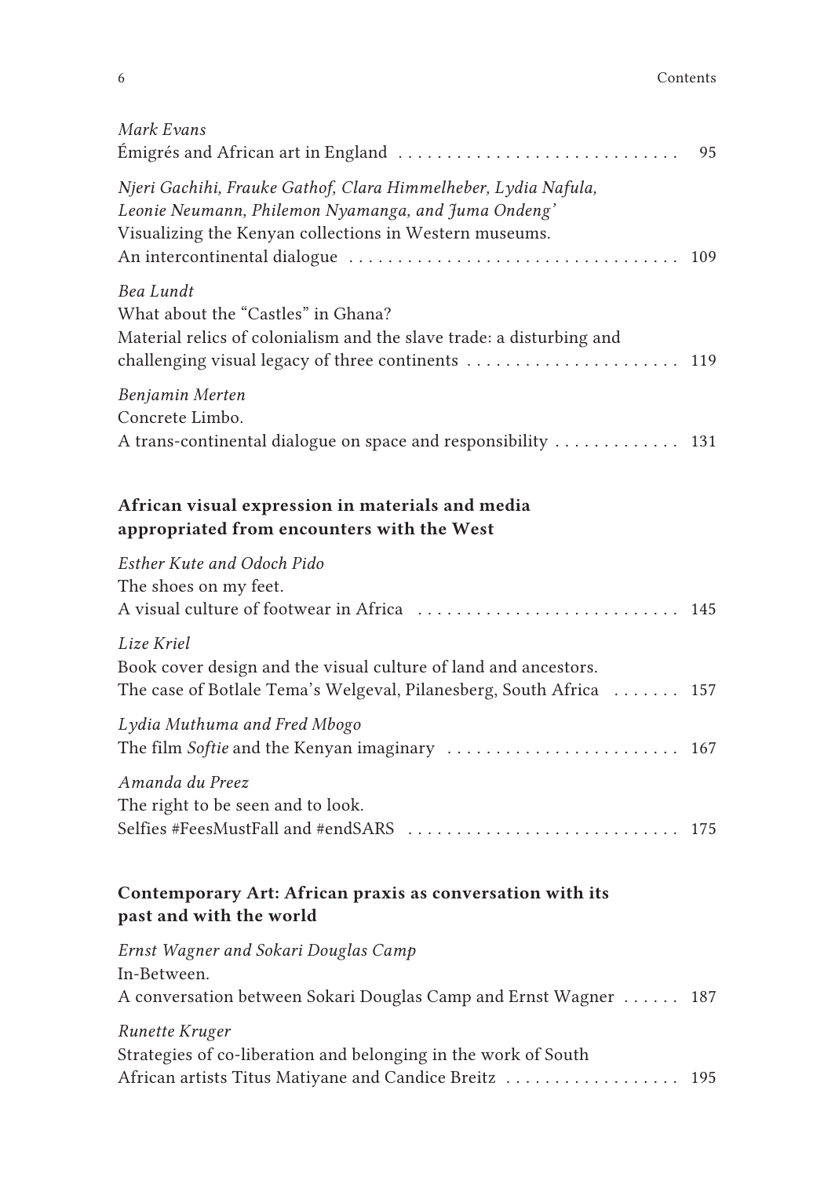*Mark Evans*
Émigrés and African art in England . . . . . . . . . . . . . . . . . . . . . . . . . . . . . 95

*Njeri Gachihi, Frauke Gathof, Clara Himmelheber, Lydia Nafula, Leonie Neumann, Philemon Nyamanga, and Juma Ondeng'*
Visualizing the Kenyan collections in Western museums.
An intercontinental dialogue . . . . . . . . . . . . . . . . . . . . . . . . . . . . . . . . . . 109

*Bea Lundt*
What about the "Castles" in Ghana?
Material relics of colonialism and the slave trade: a disturbing and challenging visual legacy of three continents . . . . . . . . . . . . . . . . . . . . . . 119

*Benjamin Merten*
Concrete Limbo.
A trans-continental dialogue on space and responsibility . . . . . . . . . . . . . 131

## African visual expression in materials and media appropriated from encounters with the West

*Esther Kute and Odoch Pido*
The shoes on my feet.
A visual culture of footwear in Africa . . . . . . . . . . . . . . . . . . . . . . . . . . . 145

*Lize Kriel*
Book cover design and the visual culture of land and ancestors.
The case of Botlale Tema's Welgeval, Pilanesberg, South Africa . . . . . . . 157

*Lydia Muthuma and Fred Mbogo*
The film *Softie* and the Kenyan imaginary . . . . . . . . . . . . . . . . . . . . . . . . 167

*Amanda du Preez*
The right to be seen and to look.
Selfies #FeesMustFall and #endSARS . . . . . . . . . . . . . . . . . . . . . . . . . . . . 175

## Contemporary Art: African praxis as conversation with its past and with the world

*Ernst Wagner and Sokari Douglas Camp*
In-Between.
A conversation between Sokari Douglas Camp and Ernst Wagner . . . . . . 187

*Runette Kruger*
Strategies of co-liberation and belonging in the work of South African artists Titus Matiyane and Candice Breitz . . . . . . . . . . . . . . . . . . 195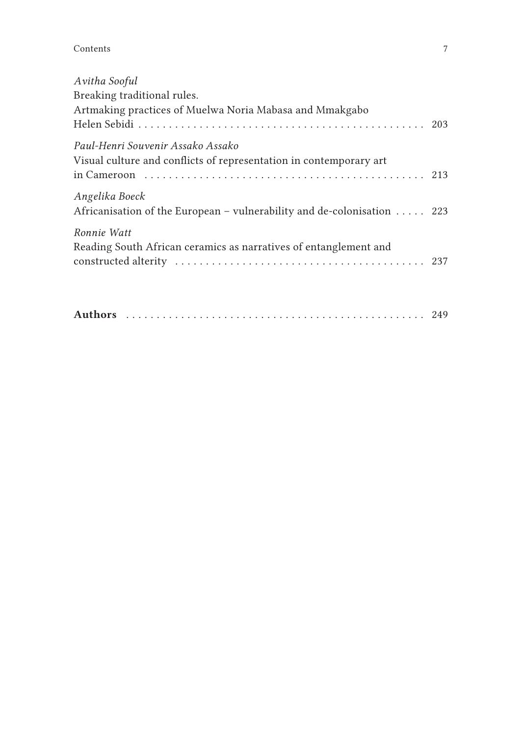*Avitha Sooful*
Breaking traditional rules.
Artmaking practices of Muelwa Noria Mabasa and Mmakgabo Helen Sebidi . . . . . . . . . . . . . . . . . . . . . . . . . . . . . . . . . . . . . . . . . . . . . . . 203

*Paul-Henri Souvenir Assako Assako*
Visual culture and conflicts of representation in contemporary art in Cameroon . . . . . . . . . . . . . . . . . . . . . . . . . . . . . . . . . . . . . . . . . . . . . . 213

*Angelika Boeck*
Africanisation of the European – vulnerability and de-colonisation . . . . . 223

*Ronnie Watt*
Reading South African ceramics as narratives of entanglement and constructed alterity . . . . . . . . . . . . . . . . . . . . . . . . . . . . . . . . . . . . . . . . . 237

**Authors** . . . . . . . . . . . . . . . . . . . . . . . . . . . . . . . . . . . . . . . . . . . . . . . . . 249